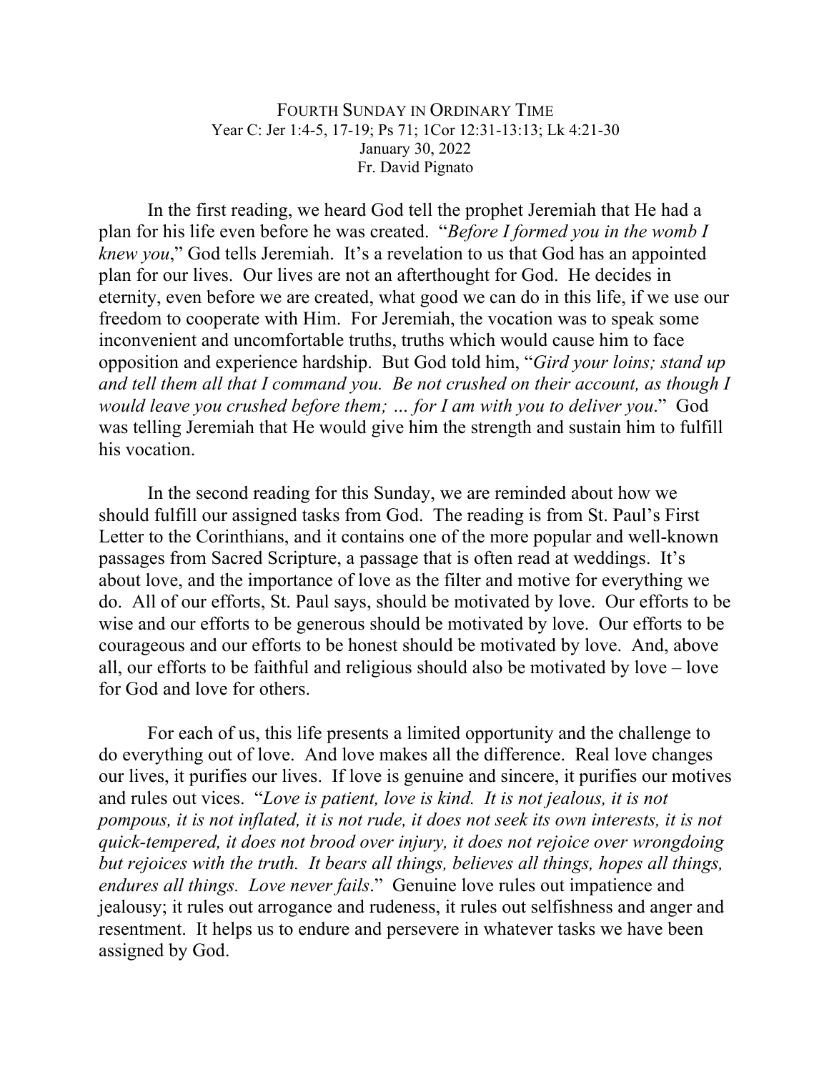# FOURTH SUNDAY IN ORDINARY TIME

Year C: Jer 1:4-5, 17-19; Ps 71; 1Cor 12:31-13:13; Lk 4:21-30
January 30, 2022
Fr. David Pignato

In the first reading, we heard God tell the prophet Jeremiah that He had a plan for his life even before he was created. "*Before I formed you in the womb I knew you*," God tells Jeremiah. It's a revelation to us that God has an appointed plan for our lives. Our lives are not an afterthought for God. He decides in eternity, even before we are created, what good we can do in this life, if we use our freedom to cooperate with Him. For Jeremiah, the vocation was to speak some inconvenient and uncomfortable truths, truths which would cause him to face opposition and experience hardship. But God told him, "*Gird your loins; stand up and tell them all that I command you. Be not crushed on their account, as though I would leave you crushed before them; … for I am with you to deliver you*." God was telling Jeremiah that He would give him the strength and sustain him to fulfill his vocation.

In the second reading for this Sunday, we are reminded about how we should fulfill our assigned tasks from God. The reading is from St. Paul's First Letter to the Corinthians, and it contains one of the more popular and well-known passages from Sacred Scripture, a passage that is often read at weddings. It's about love, and the importance of love as the filter and motive for everything we do. All of our efforts, St. Paul says, should be motivated by love. Our efforts to be wise and our efforts to be generous should be motivated by love. Our efforts to be courageous and our efforts to be honest should be motivated by love. And, above all, our efforts to be faithful and religious should also be motivated by love – love for God and love for others.

For each of us, this life presents a limited opportunity and the challenge to do everything out of love. And love makes all the difference. Real love changes our lives, it purifies our lives. If love is genuine and sincere, it purifies our motives and rules out vices. "*Love is patient, love is kind. It is not jealous, it is not pompous, it is not inflated, it is not rude, it does not seek its own interests, it is not quick-tempered, it does not brood over injury, it does not rejoice over wrongdoing but rejoices with the truth. It bears all things, believes all things, hopes all things, endures all things. Love never fails*." Genuine love rules out impatience and jealousy; it rules out arrogance and rudeness, it rules out selfishness and anger and resentment. It helps us to endure and persevere in whatever tasks we have been assigned by God.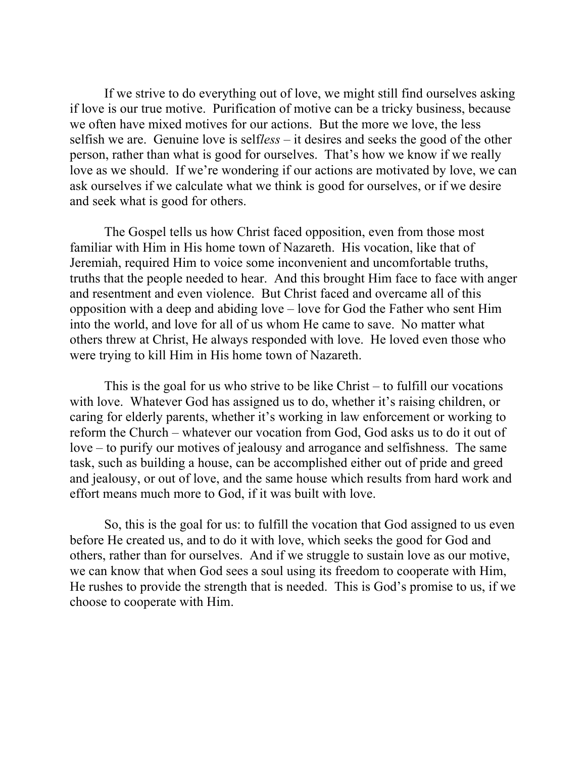If we strive to do everything out of love, we might still find ourselves asking if love is our true motive. Purification of motive can be a tricky business, because we often have mixed motives for our actions. But the more we love, the less selfish we are. Genuine love is self*less* – it desires and seeks the good of the other person, rather than what is good for ourselves. That's how we know if we really love as we should. If we're wondering if our actions are motivated by love, we can ask ourselves if we calculate what we think is good for ourselves, or if we desire and seek what is good for others.

The Gospel tells us how Christ faced opposition, even from those most familiar with Him in His home town of Nazareth. His vocation, like that of Jeremiah, required Him to voice some inconvenient and uncomfortable truths, truths that the people needed to hear. And this brought Him face to face with anger and resentment and even violence. But Christ faced and overcame all of this opposition with a deep and abiding love – love for God the Father who sent Him into the world, and love for all of us whom He came to save. No matter what others threw at Christ, He always responded with love. He loved even those who were trying to kill Him in His home town of Nazareth.

This is the goal for us who strive to be like Christ – to fulfill our vocations with love. Whatever God has assigned us to do, whether it's raising children, or caring for elderly parents, whether it's working in law enforcement or working to reform the Church – whatever our vocation from God, God asks us to do it out of love – to purify our motives of jealousy and arrogance and selfishness. The same task, such as building a house, can be accomplished either out of pride and greed and jealousy, or out of love, and the same house which results from hard work and effort means much more to God, if it was built with love.

So, this is the goal for us: to fulfill the vocation that God assigned to us even before He created us, and to do it with love, which seeks the good for God and others, rather than for ourselves. And if we struggle to sustain love as our motive, we can know that when God sees a soul using its freedom to cooperate with Him, He rushes to provide the strength that is needed. This is God's promise to us, if we choose to cooperate with Him.